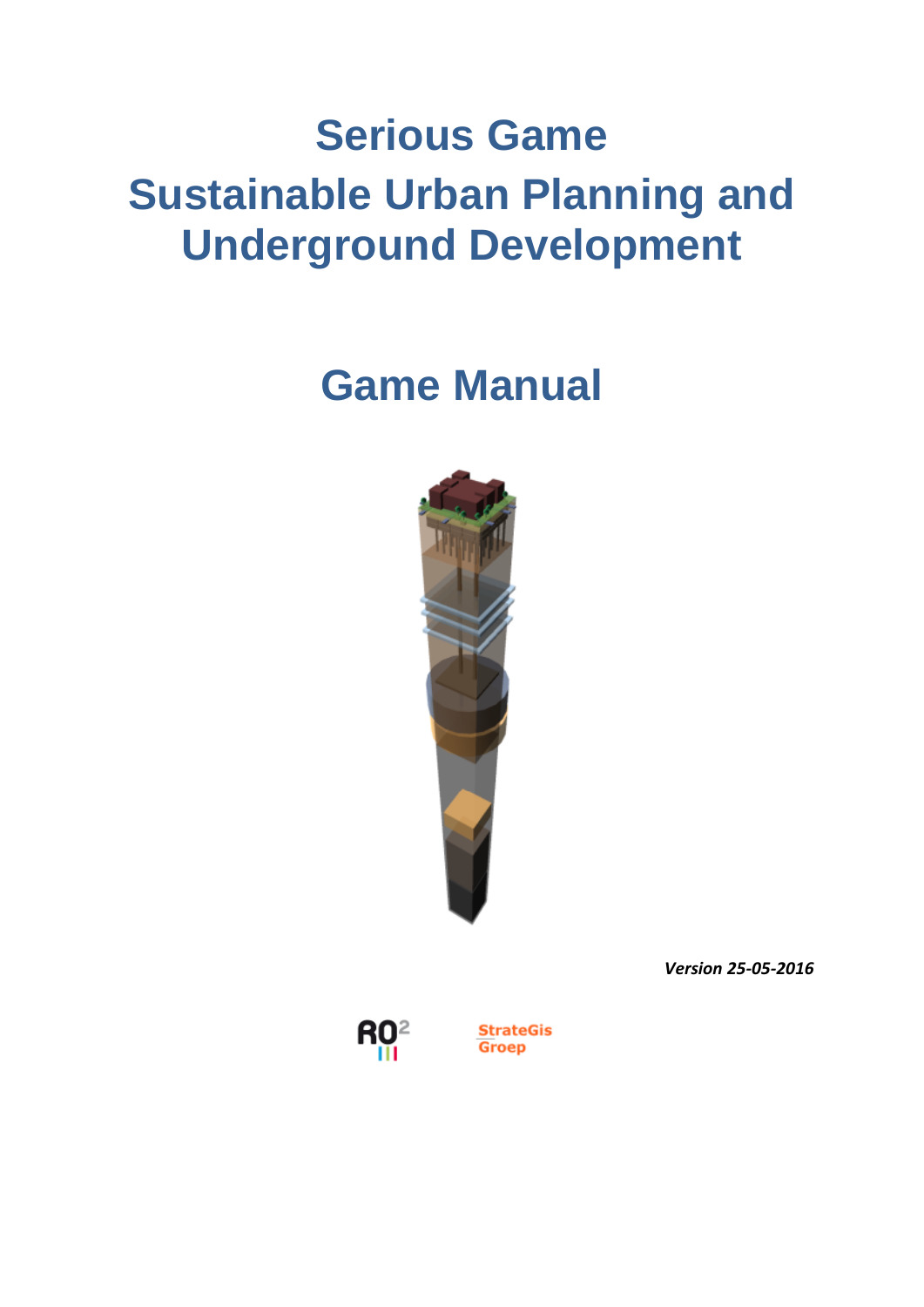# Serious Game

# Sustainable Urban Planning and Underground Development

# Game Manual

***Version 25-05-2016***

RO²

StrateGis Groep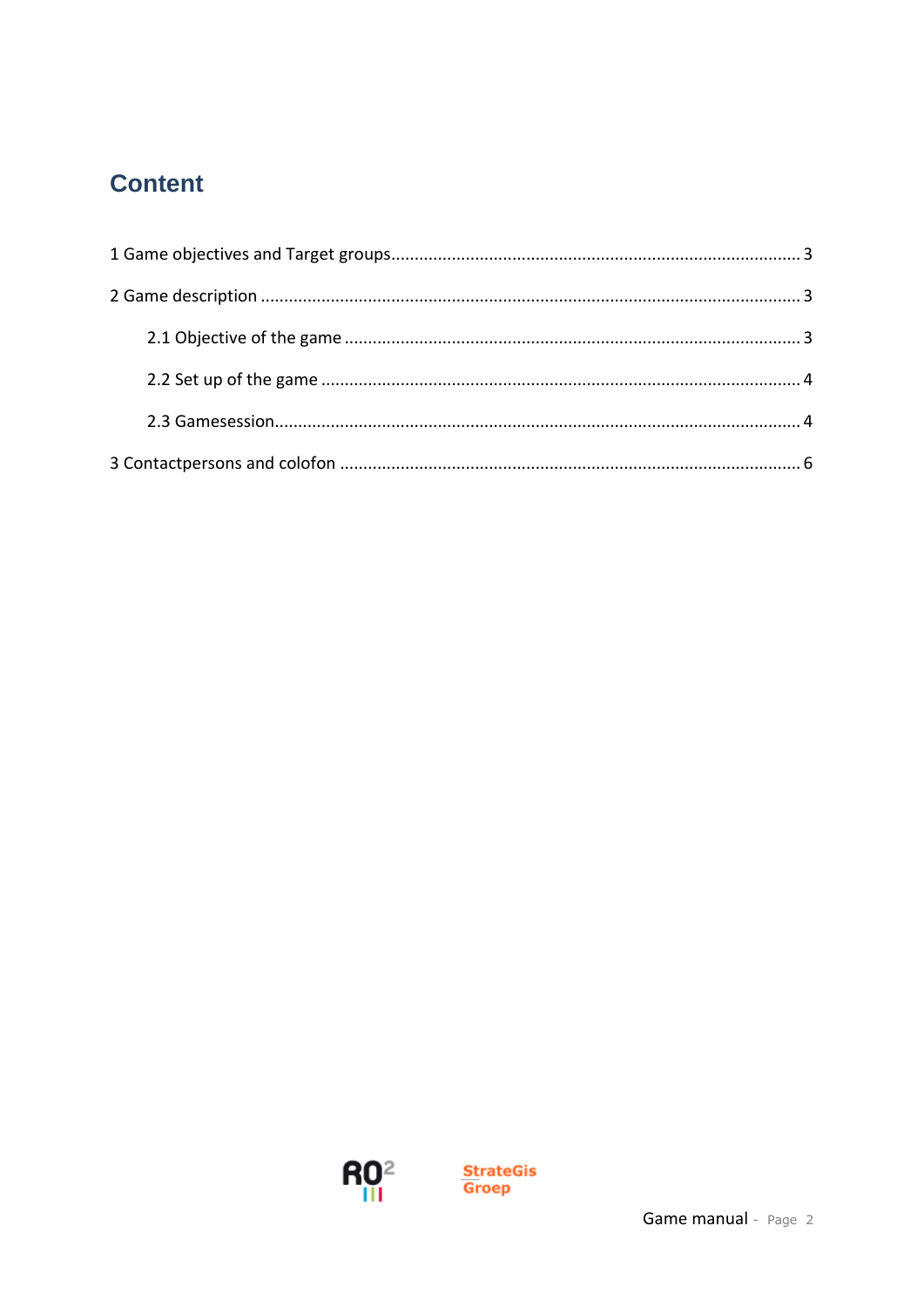# Content

1 Game objectives and Target groups ..... 3

2 Game description ..... 3

- 2.1 Objective of the game ..... 3
- 2.2 Set up of the game ..... 4
- 2.3 Gamesession ..... 4

3 Contactpersons and colofon ..... 6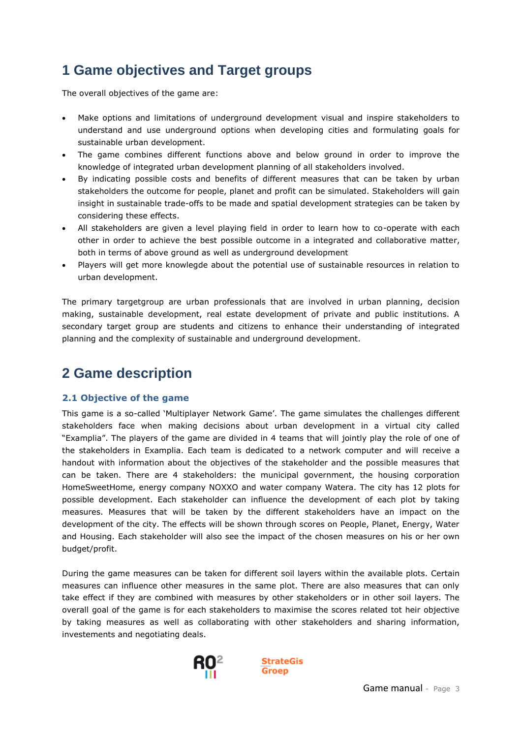# 1 Game objectives and Target groups

The overall objectives of the game are:

- Make options and limitations of underground development visual and inspire stakeholders to understand and use underground options when developing cities and formulating goals for sustainable urban development.
- The game combines different functions above and below ground in order to improve the knowledge of integrated urban development planning of all stakeholders involved.
- By indicating possible costs and benefits of different measures that can be taken by urban stakeholders the outcome for people, planet and profit can be simulated. Stakeholders will gain insight in sustainable trade-offs to be made and spatial development strategies can be taken by considering these effects.
- All stakeholders are given a level playing field in order to learn how to co-operate with each other in order to achieve the best possible outcome in a integrated and collaborative matter, both in terms of above ground as well as underground development
- Players will get more knowlegde about the potential use of sustainable resources in relation to urban development.

The primary targetgroup are urban professionals that are involved in urban planning, decision making, sustainable development, real estate development of private and public institutions. A secondary target group are students and citizens to enhance their understanding of integrated planning and the complexity of sustainable and underground development.

# 2 Game description

## 2.1 Objective of the game

This game is a so-called 'Multiplayer Network Game'. The game simulates the challenges different stakeholders face when making decisions about urban development in a virtual city called "Examplia". The players of the game are divided in 4 teams that will jointly play the role of one of the stakeholders in Examplia. Each team is dedicated to a network computer and will receive a handout with information about the objectives of the stakeholder and the possible measures that can be taken. There are 4 stakeholders: the municipal government, the housing corporation HomeSweetHome, energy company NOXXO and water company Watera. The city has 12 plots for possible development. Each stakeholder can influence the development of each plot by taking measures. Measures that will be taken by the different stakeholders have an impact on the development of the city. The effects will be shown through scores on People, Planet, Energy, Water and Housing. Each stakeholder will also see the impact of the chosen measures on his or her own budget/profit.

During the game measures can be taken for different soil layers within the available plots. Certain measures can influence other measures in the same plot. There are also measures that can only take effect if they are combined with measures by other stakeholders or in other soil layers. The overall goal of the game is for each stakeholders to maximise the scores related tot heir objective by taking measures as well as collaborating with other stakeholders and sharing information, investements and negotiating deals.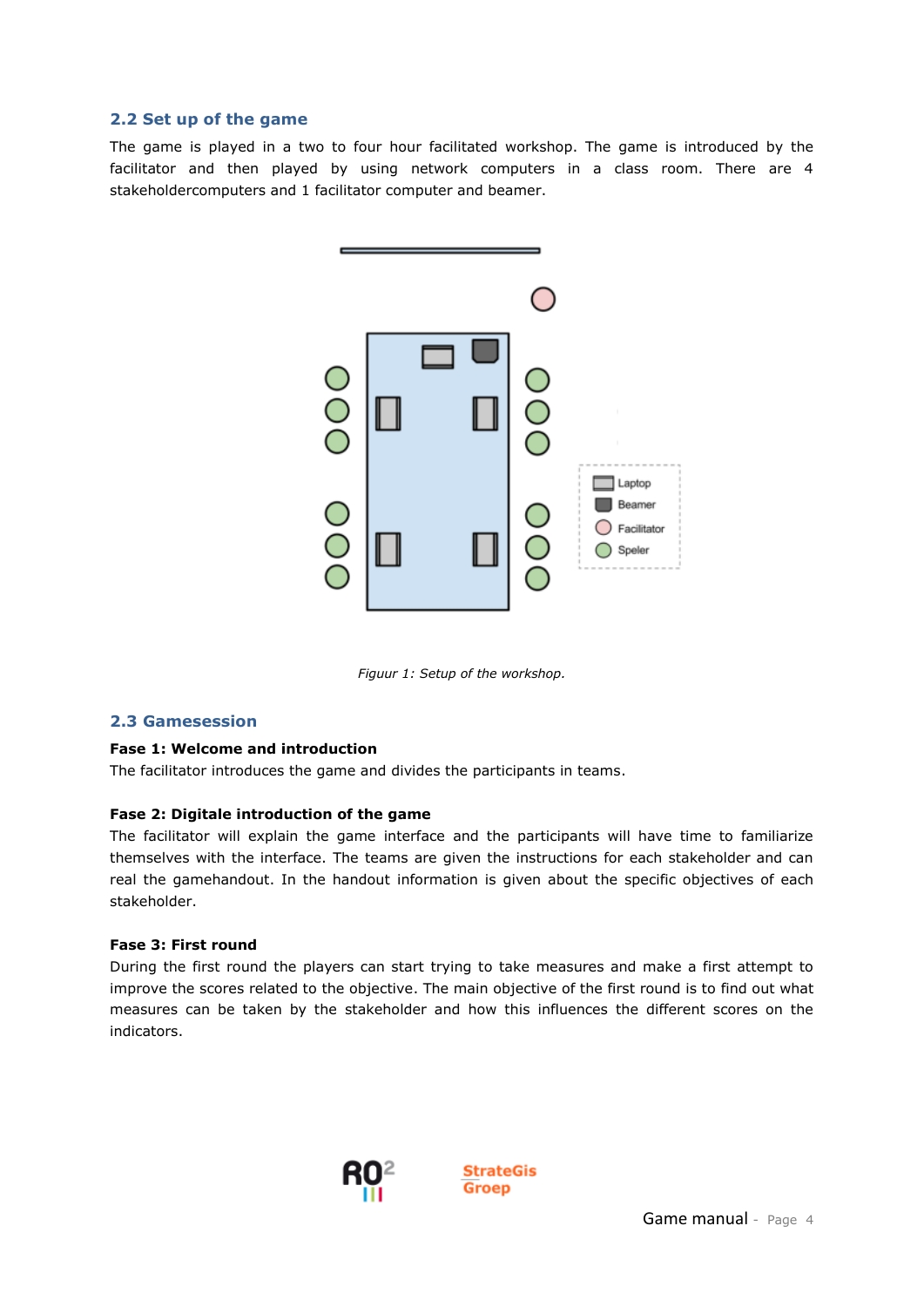## 2.2 Set up of the game

The game is played in a two to four hour facilitated workshop. The game is introduced by the facilitator and then played by using network computers in a class room. There are 4 stakeholdercomputers and 1 facilitator computer and beamer.

*Figuur 1: Setup of the workshop.*

## 2.3 Gamesession

**Fase 1: Welcome and introduction**

The facilitator introduces the game and divides the participants in teams.

**Fase 2: Digitale introduction of the game**

The facilitator will explain the game interface and the participants will have time to familiarize themselves with the interface. The teams are given the instructions for each stakeholder and can real the gamehandout. In the handout information is given about the specific objectives of each stakeholder.

**Fase 3: First round**

During the first round the players can start trying to take measures and make a first attempt to improve the scores related to the objective. The main objective of the first round is to find out what measures can be taken by the stakeholder and how this influences the different scores on the indicators.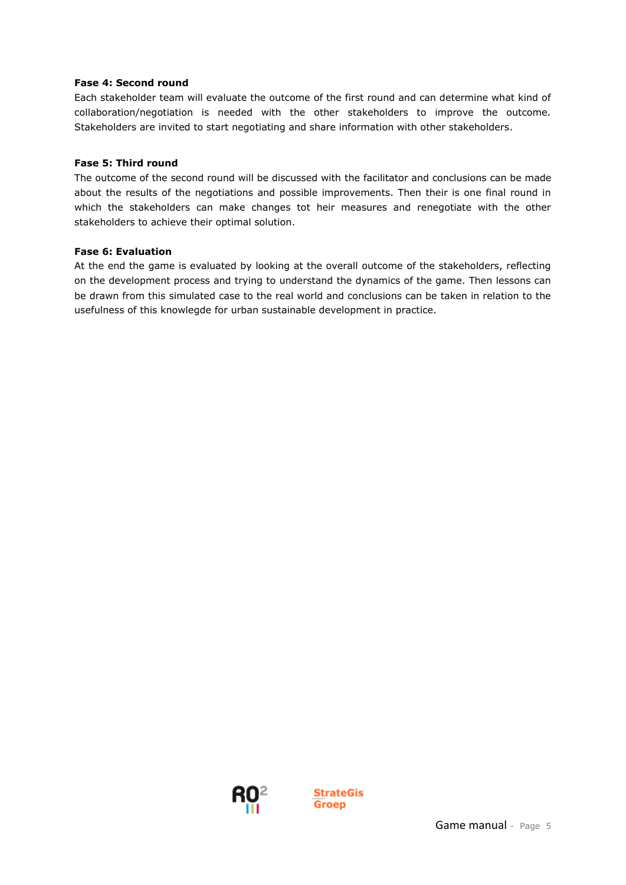**Fase 4: Second round**

Each stakeholder team will evaluate the outcome of the first round and can determine what kind of collaboration/negotiation is needed with the other stakeholders to improve the outcome. Stakeholders are invited to start negotiating and share information with other stakeholders.

**Fase 5: Third round**

The outcome of the second round will be discussed with the facilitator and conclusions can be made about the results of the negotiations and possible improvements. Then their is one final round in which the stakeholders can make changes tot heir measures and renegotiate with the other stakeholders to achieve their optimal solution.

**Fase 6: Evaluation**

At the end the game is evaluated by looking at the overall outcome of the stakeholders, reflecting on the development process and trying to understand the dynamics of the game. Then lessons can be drawn from this simulated case to the real world and conclusions can be taken in relation to the usefulness of this knowlegde for urban sustainable development in practice.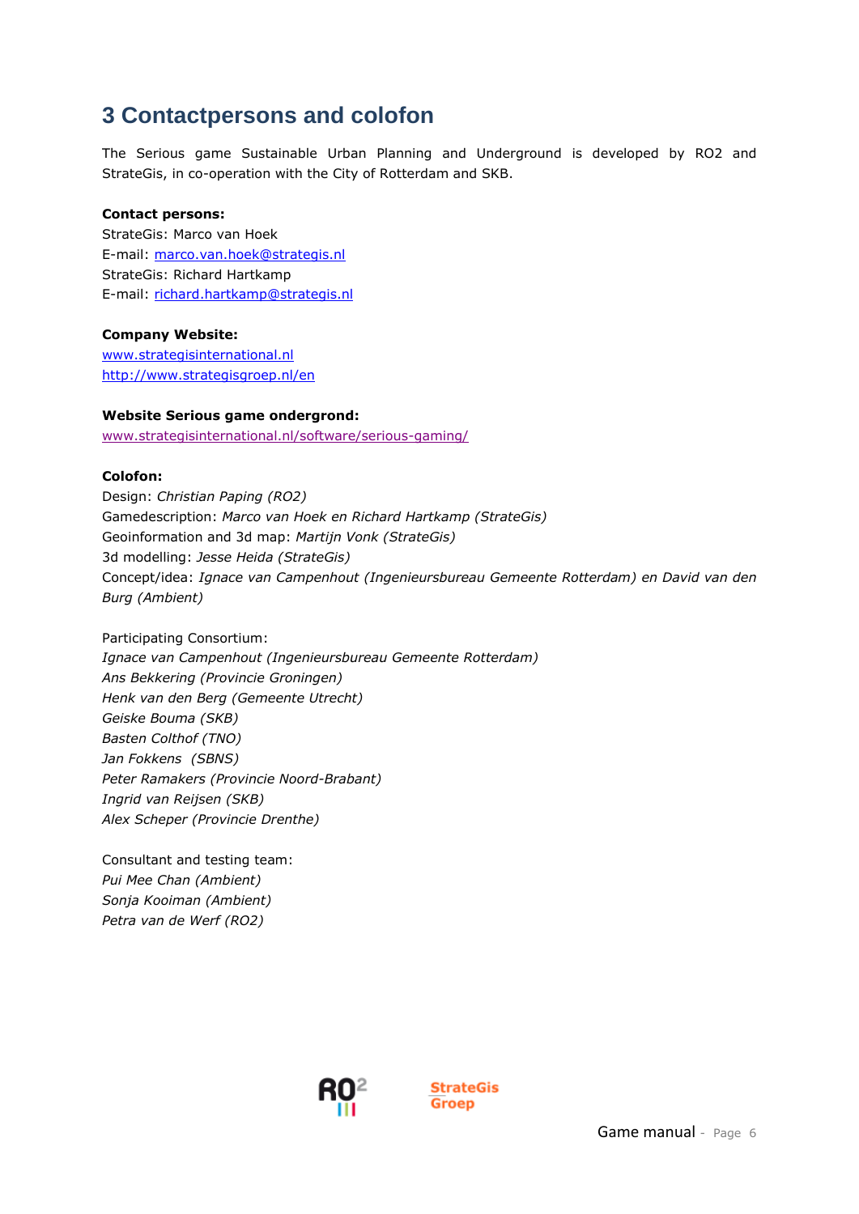# 3 Contactpersons and colofon

The Serious game Sustainable Urban Planning and Underground is developed by RO2 and StrateGis, in co-operation with the City of Rotterdam and SKB.

**Contact persons:**
StrateGis: Marco van Hoek
E-mail: marco.van.hoek@strategis.nl
StrateGis: Richard Hartkamp
E-mail: richard.hartkamp@strategis.nl

**Company Website:**
www.strategisinternational.nl
http://www.strategisgroep.nl/en

**Website Serious game ondergrond:**
www.strategisinternational.nl/software/serious-gaming/

**Colofon:**
Design: *Christian Paping (RO2)*
Gamedescription: *Marco van Hoek en Richard Hartkamp (StrateGis)*
Geoinformation and 3d map: *Martijn Vonk (StrateGis)*
3d modelling: *Jesse Heida (StrateGis)*
Concept/idea: *Ignace van Campenhout (Ingenieursbureau Gemeente Rotterdam) en David van den Burg (Ambient)*

Participating Consortium:
*Ignace van Campenhout (Ingenieursbureau Gemeente Rotterdam)*
*Ans Bekkering (Provincie Groningen)*
*Henk van den Berg (Gemeente Utrecht)*
*Geiske Bouma (SKB)*
*Basten Colthof (TNO)*
*Jan Fokkens (SBNS)*
*Peter Ramakers (Provincie Noord-Brabant)*
*Ingrid van Reijsen (SKB)*
*Alex Scheper (Provincie Drenthe)*

Consultant and testing team:
*Pui Mee Chan (Ambient)*
*Sonja Kooiman (Ambient)*
*Petra van de Werf (RO2)*